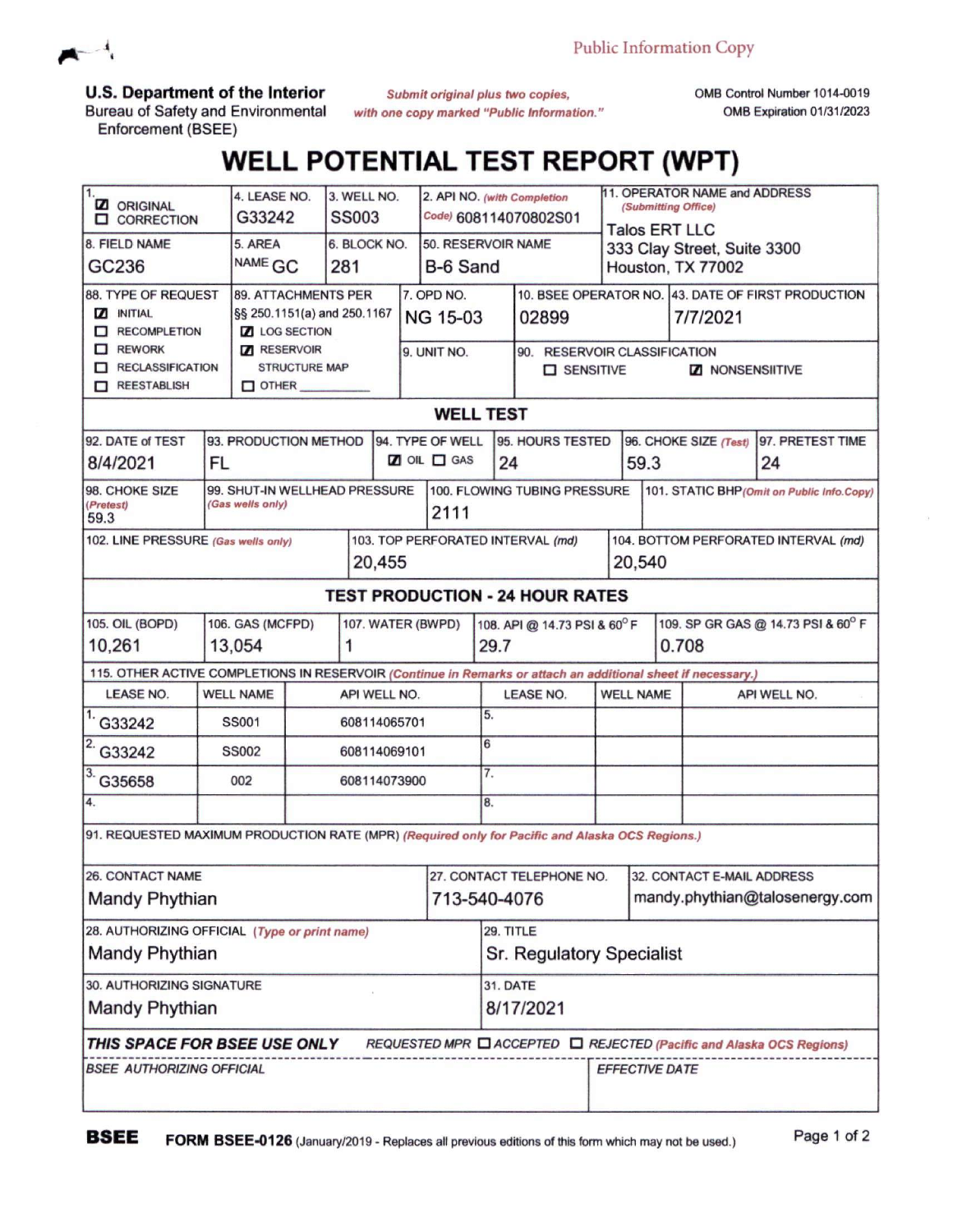Public Information Copy

**U.S. Department of the Interior**
Bureau of Safety and Environmental Enforcement (BSEE)

*Submit original plus two copies, with one copy marked "Public Information."*

OMB Control Number 1014-0019
OMB Expiration 01/31/2023

# WELL POTENTIAL TEST REPORT (WPT)

| Field | Value |
|---|---|
| 1. | ☑ ORIGINAL ☐ CORRECTION |
| 4. LEASE NO. | G33242 |
| 3. WELL NO. | SS003 |
| 2. API NO. *(with Completion Code)* | 608114070802S01 |
| 11. OPERATOR NAME and ADDRESS *(Submitting Office)* | Talos ERT LLC, 333 Clay Street, Suite 3300, Houston, TX 77002 |
| 8. FIELD NAME | GC236 |
| 5. AREA NAME | GC |
| 6. BLOCK NO. | 281 |
| 50. RESERVOIR NAME | B-6 Sand |
| 88. TYPE OF REQUEST | ☑ INITIAL ☐ RECOMPLETION ☐ REWORK ☐ RECLASSIFICATION ☐ REESTABLISH |
| 89. ATTACHMENTS PER §§ 250.1151(a) and 250.1167 | ☑ LOG SECTION ☑ RESERVOIR STRUCTURE MAP ☐ OTHER ______ |
| 7. OPD NO. | NG 15-03 |
| 10. BSEE OPERATOR NO. | 02899 |
| 43. DATE OF FIRST PRODUCTION | 7/7/2021 |
| 9. UNIT NO. | |
| 90. RESERVOIR CLASSIFICATION | ☐ SENSITIVE ☑ NONSENSIITIVE |

## WELL TEST

| 92. DATE of TEST | 93. PRODUCTION METHOD | 94. TYPE OF WELL | 95. HOURS TESTED | 96. CHOKE SIZE *(Test)* | 97. PRETEST TIME |
|---|---|---|---|---|---|
| 8/4/2021 | FL | ☑ OIL ☐ GAS | 24 | 59.3 | 24 |

| 98. CHOKE SIZE *(Pretest)* | 99. SHUT-IN WELLHEAD PRESSURE *(Gas wells only)* | 100. FLOWING TUBING PRESSURE | 101. STATIC BHP *(Omit on Public Info.Copy)* |
|---|---|---|---|
| 59.3 | | 2111 | |

| 102. LINE PRESSURE *(Gas wells only)* | 103. TOP PERFORATED INTERVAL *(md)* | 104. BOTTOM PERFORATED INTERVAL *(md)* |
|---|---|---|
| | 20,455 | 20,540 |

## TEST PRODUCTION - 24 HOUR RATES

| 105. OIL (BOPD) | 106. GAS (MCFPD) | 107. WATER (BWPD) | 108. API @ 14.73 PSI & 60° F | 109. SP GR GAS @ 14.73 PSI & 60° F |
|---|---|---|---|---|
| 10,261 | 13,054 | 1 | 29.7 | 0.708 |

115. OTHER ACTIVE COMPLETIONS IN RESERVOIR *(Continue in Remarks or attach an additional sheet if necessary.)*

| | LEASE NO. | WELL NAME | API WELL NO. | | LEASE NO. | WELL NAME | API WELL NO. |
|---|---|---|---|---|---|---|---|
| 1. | G33242 | SS001 | 608114065701 | 5. | | | |
| 2. | G33242 | SS002 | 608114069101 | 6. | | | |
| 3. | G35658 | 002 | 608114073900 | 7. | | | |
| 4. | | | | 8. | | | |

91. REQUESTED MAXIMUM PRODUCTION RATE (MPR) *(Required only for Pacific and Alaska OCS Regions.)*

| 26. CONTACT NAME | 27. CONTACT TELEPHONE NO. | 32. CONTACT E-MAIL ADDRESS |
|---|---|---|
| Mandy Phythian | 713-540-4076 | mandy.phythian@talosenergy.com |

| 28. AUTHORIZING OFFICIAL *(Type or print name)* | 29. TITLE |
|---|---|
| Mandy Phythian | Sr. Regulatory Specialist |

| 30. AUTHORIZING SIGNATURE | 31. DATE |
|---|---|
| Mandy Phythian | 8/17/2021 |

***THIS SPACE FOR BSEE USE ONLY*** *REQUESTED MPR* ☐ *ACCEPTED* ☐ *REJECTED (Pacific and Alaska OCS Regions)*

| *BSEE AUTHORIZING OFFICIAL* | *EFFECTIVE DATE* |
|---|---|
| | |

**BSEE** **FORM BSEE-0126** (January/2019 - Replaces all previous editions of this form which may not be used.)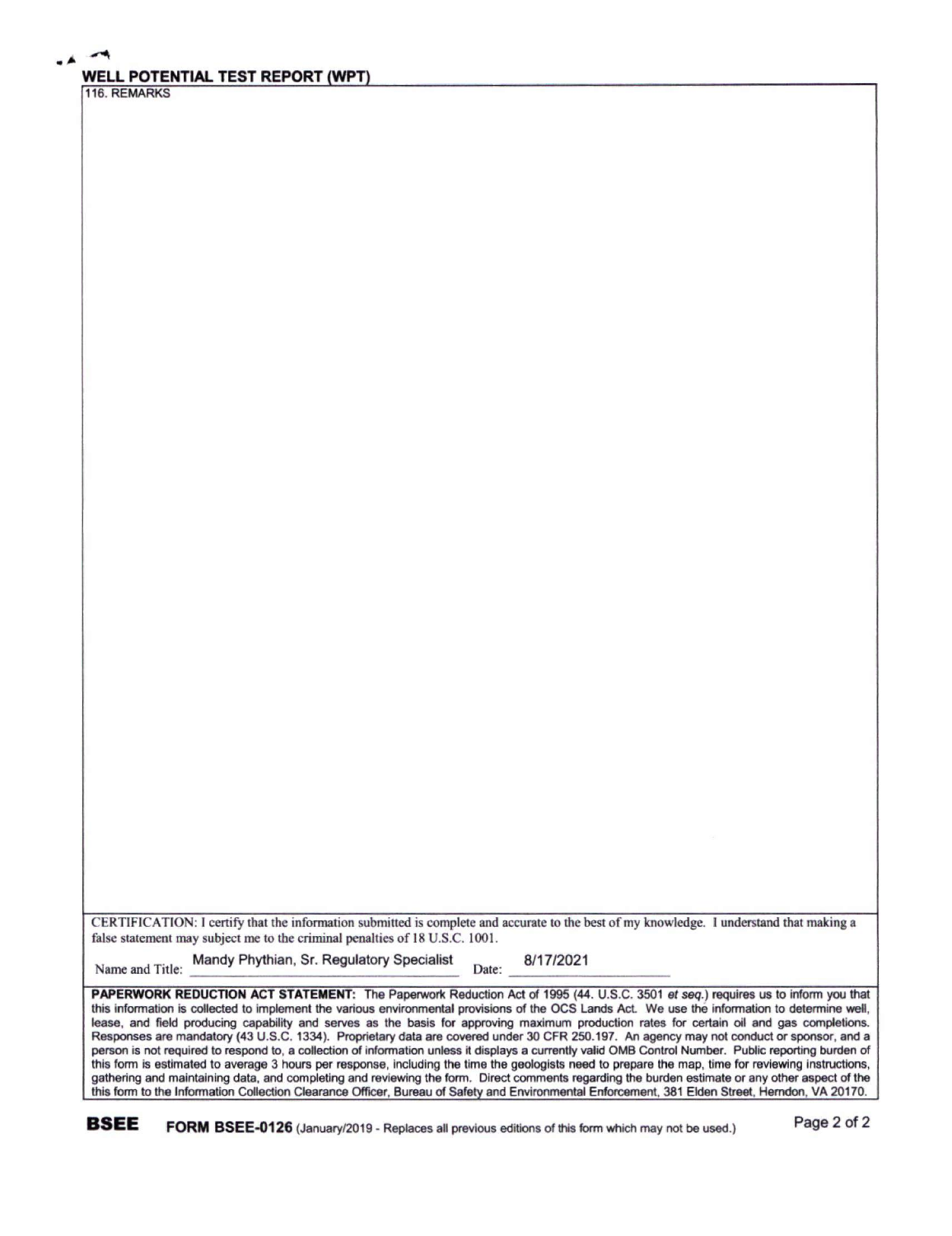## WELL POTENTIAL TEST REPORT (WPT)

116. REMARKS

CERTIFICATION: I certify that the information submitted is complete and accurate to the best of my knowledge. I understand that making a false statement may subject me to the criminal penalties of 18 U.S.C. 1001.

Name and Title: Mandy Phythian, Sr. Regulatory Specialist  Date: 8/17/2021

**PAPERWORK REDUCTION ACT STATEMENT:** The Paperwork Reduction Act of 1995 (44. U.S.C. 3501 *et seq.*) requires us to inform you that this information is collected to implement the various environmental provisions of the OCS Lands Act. We use the information to determine well, lease, and field producing capability and serves as the basis for approving maximum production rates for certain oil and gas completions. Responses are mandatory (43 U.S.C. 1334). Proprietary data are covered under 30 CFR 250.197. An agency may not conduct or sponsor, and a person is not required to respond to, a collection of information unless it displays a currently valid OMB Control Number. Public reporting burden of this form is estimated to average 3 hours per response, including the time the geologists need to prepare the map, time for reviewing instructions, gathering and maintaining data, and completing and reviewing the form. Direct comments regarding the burden estimate or any other aspect of the this form to the Information Collection Clearance Officer, Bureau of Safety and Environmental Enforcement, 381 Elden Street, Herndon, VA 20170.

**BSEE** **FORM BSEE-0126** (January/2019 - Replaces all previous editions of this form which may not be used.)